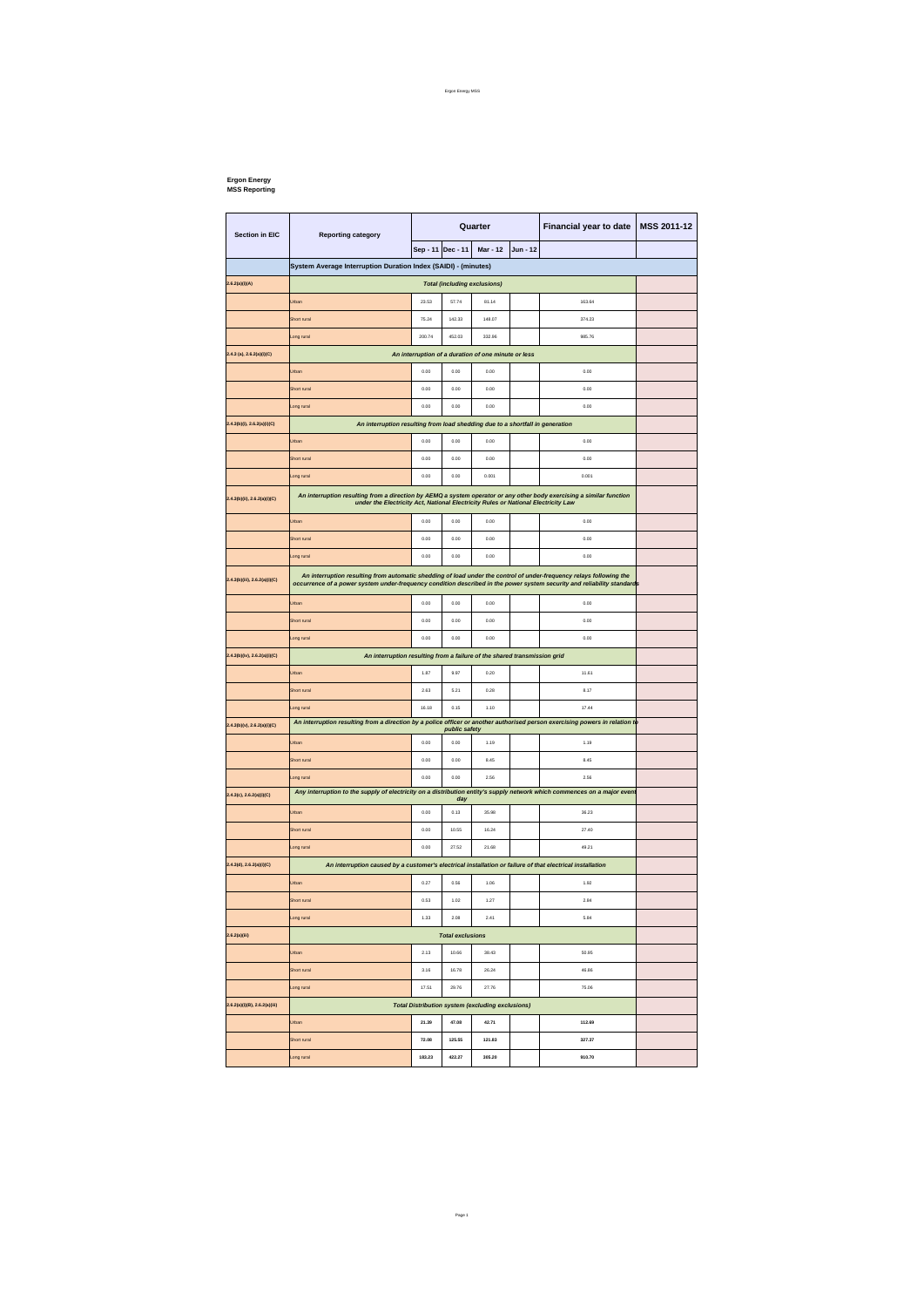**Ergon Energy**
**MSS Reporting**

| Section in EIC | Reporting category | Quarter | | | | Financial year to date | MSS 2011-12 |
|---|---|---|---|---|---|---|---|
| | | Sep - 11 | Dec - 11 | Mar - 12 | Jun - 12 | | |
| | **System Average Interruption Duration Index (SAIDI) - (minutes)** | | | | | | |
| 2.6.2(a)(i)(A) | ***Total (including exclusions)*** | | | | | | |
| | Urban | 23.53 | 57.74 | 81.14 | | 163.64 | |
| | Short rural | 75.24 | 142.33 | 148.07 | | 374.23 | |
| | Long rural | 200.74 | 452.03 | 332.96 | | 985.76 | |
| 2.4.3 (a), 2.6.2(a)(i)(C) | ***An interruption of a duration of one minute or less*** | | | | | | |
| | Urban | 0.00 | 0.00 | 0.00 | | 0.00 | |
| | Short rural | 0.00 | 0.00 | 0.00 | | 0.00 | |
| | Long rural | 0.00 | 0.00 | 0.00 | | 0.00 | |
| 2.4.3(b)(i), 2.6.2(a)(i)(C) | ***An interruption resulting from load shedding due to a shortfall in generation*** | | | | | | |
| | Urban | 0.00 | 0.00 | 0.00 | | 0.00 | |
| | Short rural | 0.00 | 0.00 | 0.00 | | 0.00 | |
| | Long rural | 0.00 | 0.00 | 0.001 | | 0.001 | |
| 2.4.3(b)(ii), 2.6.2(a)(i)(C) | ***An interruption resulting from a direction by AEMO a system operator or any other body exercising a similar function under the Electricity Act, National Electricity Rules or National Electricity Law*** | | | | | | |
| | Urban | 0.00 | 0.00 | 0.00 | | 0.00 | |
| | Short rural | 0.00 | 0.00 | 0.00 | | 0.00 | |
| | Long rural | 0.00 | 0.00 | 0.00 | | 0.00 | |
| 2.4.3(b)(iii), 2.6.2(a)(i)(C) | ***An interruption resulting from automatic shedding of load under the control of under-frequency relays following the occurrence of a power system under-frequency condition described in the power system security and reliability standards*** | | | | | | |
| | Urban | 0.00 | 0.00 | 0.00 | | 0.00 | |
| | Short rural | 0.00 | 0.00 | 0.00 | | 0.00 | |
| | Long rural | 0.00 | 0.00 | 0.00 | | 0.00 | |
| 2.4.3(b)(iv), 2.6.2(a)(i)(C) | ***An interruption resulting from a failure of the shared transmission grid*** | | | | | | |
| | Urban | 1.87 | 9.67 | 0.20 | | 11.61 | |
| | Short rural | 2.63 | 5.21 | 0.29 | | 8.17 | |
| | Long rural | 16.18 | 0.15 | 1.10 | | 17.44 | |
| 2.4.3(b)(v), 2.6.2(a)(i)(C) | ***An interruption resulting from a direction by a police officer or another authorised person exercising powers in relation to public safety*** | | | | | | |
| | Urban | 0.00 | 0.00 | 1.19 | | 1.19 | |
| | Short rural | 0.00 | 0.00 | 8.45 | | 8.45 | |
| | Long rural | 0.00 | 0.00 | 2.56 | | 2.56 | |
| 2.4.3(c), 2.6.2(a)(i)(C) | ***Any interruption to the supply of electricity on a distribution entity's supply network which commences on a major event day*** | | | | | | |
| | Urban | 0.00 | 0.13 | 35.98 | | 36.23 | |
| | Short rural | 0.00 | 10.55 | 16.24 | | 27.40 | |
| | Long rural | 0.00 | 27.52 | 21.68 | | 49.21 | |
| 2.4.3(d), 2.6.2(a)(i)(C) | ***An interruption caused by a customer's electrical installation or failure of that electrical installation*** | | | | | | |
| | Urban | 0.27 | 0.56 | 1.06 | | 1.92 | |
| | Short rural | 0.53 | 1.03 | 1.27 | | 2.84 | |
| | Long rural | 1.33 | 2.08 | 2.41 | | 5.84 | |
| 2.6.2(a)(iii) | ***Total exclusions*** | | | | | | |
| | Urban | 2.13 | 10.66 | 38.43 | | 50.95 | |
| | Short rural | 3.16 | 16.78 | 26.24 | | 46.86 | |
| | Long rural | 17.51 | 29.76 | 27.76 | | 75.06 | |
| 2.6.2(a)(i)(B), 2.6.2(a)(iii) | ***Total Distribution system (excluding exclusions)*** | | | | | | |
| | Urban | **21.39** | **47.08** | **42.71** | | **112.69** | |
| | Short rural | **72.08** | **125.55** | **121.83** | | **327.37** | |
| | Long rural | **183.23** | **422.27** | **305.20** | | **910.70** | |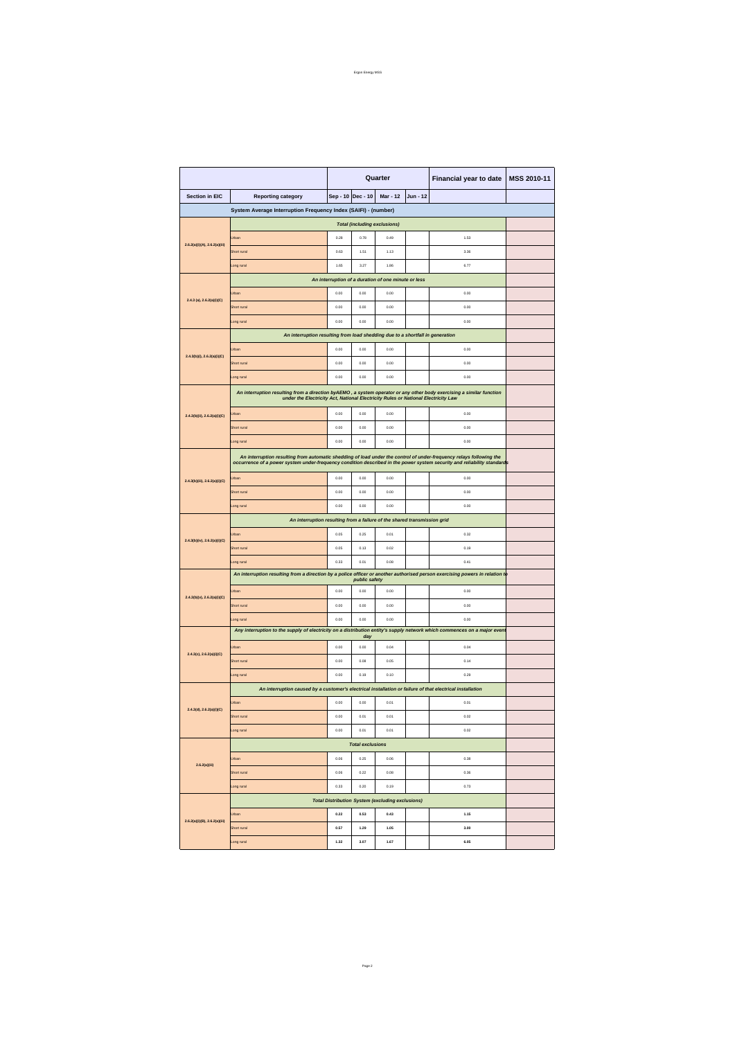| Section in EIC | Reporting category | Quarter | | | | Financial year to date | MSS 2010-11 |
|---|---|---|---|---|---|---|---|
| | | Sep - 10 | Dec - 10 | Mar - 12 | Jun - 12 | | |
| **System Average Interruption Frequency Index (SAIFI) - (number)** | | | | | | | |
| 2.6.2(a)(i)(A), 2.6.2(a)(iii) | ***Total (including exclusions)*** | | | | | | |
| | Urban | 0.28 | 0.78 | 0.49 | | 1.53 | |
| | Short rural | 0.63 | 1.51 | 1.13 | | 3.36 | |
| | Long rural | 1.65 | 3.27 | 1.86 | | 6.77 | |
| 2.4.3 (a), 2.6.2(a)(i)(C) | ***An interruption of a duration of one minute or less*** | | | | | | |
| | Urban | 0.00 | 0.00 | 0.00 | | 0.00 | |
| | Short rural | 0.00 | 0.00 | 0.00 | | 0.00 | |
| | Long rural | 0.00 | 0.00 | 0.00 | | 0.00 | |
| 2.4.3(b)(i), 2.6.2(a)(i)(C) | ***An interruption resulting from load shedding due to a shortfall in generation*** | | | | | | |
| | Urban | 0.00 | 0.00 | 0.00 | | 0.00 | |
| | Short rural | 0.00 | 0.00 | 0.00 | | 0.00 | |
| | Long rural | 0.00 | 0.00 | 0.00 | | 0.00 | |
| 2.4.3(b)(ii), 2.6.2(a)(i)(C) | ***An interruption resulting from a direction byAEMO , a system operator or any other body exercising a similar function under the Electricity Act, National Electricity Rules or National Electricity Law*** | | | | | | |
| | Urban | 0.00 | 0.00 | 0.00 | | 0.00 | |
| | Short rural | 0.00 | 0.00 | 0.00 | | 0.00 | |
| | Long rural | 0.00 | 0.00 | 0.00 | | 0.00 | |
| 2.4.3(b)(iii), 2.6.2(a)(i)(C) | ***An interruption resulting from automatic shedding of load under the control of under-frequency relays following the occurrence of a power system under-frequency condition described in the power system security and reliability standards*** | | | | | | |
| | Urban | 0.00 | 0.00 | 0.00 | | 0.00 | |
| | Short rural | 0.00 | 0.00 | 0.00 | | 0.00 | |
| | Long rural | 0.00 | 0.00 | 0.00 | | 0.00 | |
| 2.4.3(b)(iv), 2.6.2(a)(i)(C) | ***An interruption resulting from a failure of the shared transmission grid*** | | | | | | |
| | Urban | 0.05 | 0.25 | 0.01 | | 0.32 | |
| | Short rural | 0.05 | 0.13 | 0.02 | | 0.19 | |
| | Long rural | 0.33 | 0.01 | 0.08 | | 0.41 | |
| 2.4.3(b)(v), 2.6.2(a)(i)(C) | ***An interruption resulting from a direction by a police officer or another authorised person exercising powers in relation to public safety*** | | | | | | |
| | Urban | 0.00 | 0.00 | 0.00 | | 0.00 | |
| | Short rural | 0.00 | 0.00 | 0.00 | | 0.00 | |
| | Long rural | 0.00 | 0.00 | 0.00 | | 0.00 | |
| 2.4.3(c), 2.6.2(a)(i)(C) | ***Any interruption to the supply of electricity on a distribution entity's supply network which commences on a major event day*** | | | | | | |
| | Urban | 0.00 | 0.00 | 0.04 | | 0.04 | |
| | Short rural | 0.00 | 0.08 | 0.05 | | 0.14 | |
| | Long rural | 0.00 | 0.19 | 0.10 | | 0.29 | |
| 2.4.3(d), 2.6.2(a)(i)(C) | ***An interruption caused by a customer's electrical installation or failure of that electrical installation*** | | | | | | |
| | Urban | 0.00 | 0.00 | 0.01 | | 0.01 | |
| | Short rural | 0.00 | 0.01 | 0.01 | | 0.02 | |
| | Long rural | 0.00 | 0.01 | 0.01 | | 0.02 | |
| 2.6.2(a)(iii) | ***Total exclusions*** | | | | | | |
| | Urban | 0.06 | 0.25 | 0.06 | | 0.38 | |
| | Short rural | 0.06 | 0.22 | 0.08 | | 0.36 | |
| | Long rural | 0.33 | 0.20 | 0.19 | | 0.73 | |
| 2.6.2(a)(i)(B), 2.6.2(a)(iii) | ***Total Distribution System (excluding exclusions)*** | | | | | | |
| | Urban | **0.22** | **0.53** | **0.43** | | **1.15** | |
| | Short rural | **0.57** | **1.29** | **1.05** | | **3.00** | |
| | Long rural | **1.32** | **3.07** | **1.67** | | **6.05** | |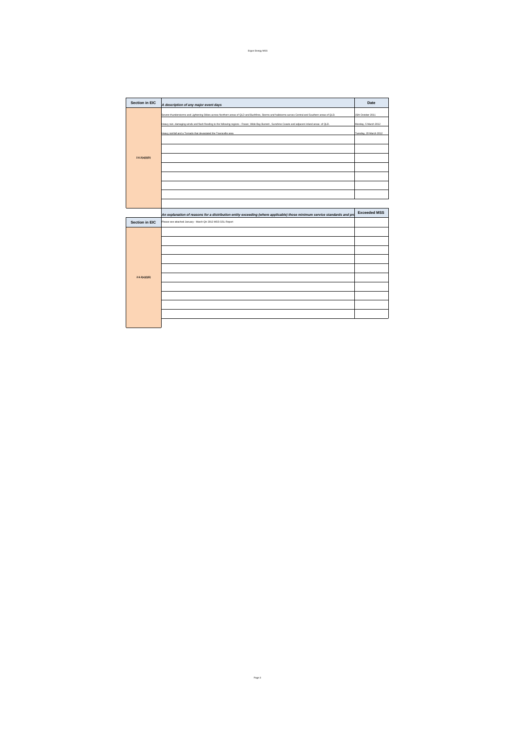| Section in EIC | A description of any major event days | Date |
|---|---|---|
| 2.6.2(a)(i)(D) | Severe thunderstorms and Lightening Stikes across Northern areas of QLD and Bushfires, Storms and hailstorms across Central and Southern areas of QLD. | 15th October 2011 |
| | Heavy rain, damaging winds and flash flooding to the following regions - Fraser, Wide Bay Burnett , Sunshine Coasts and adjacent inland areas of QLD. | Monday, 5 March 2012 |
| | Heavy rainfall and a Tornado that devastated the Townsville area | Tuesday, 20 March 2012 |
| | | |
| | | |
| | | |
| | | |
| | | |
| | | |
| | | |

| Section in EIC | An explanation of reasons for a distribution entity exceeding (where applicable) those minimum service standards and pro | Exceeded MSS |
|---|---|---|
| 2.6.2(a)(i)(E) | Please see attached January - March Qtr 2012 MSS GSL Report | |
| | | |
| | | |
| | | |
| | | |
| | | |
| | | |
| | | |
| | | |
| | | |
| | | |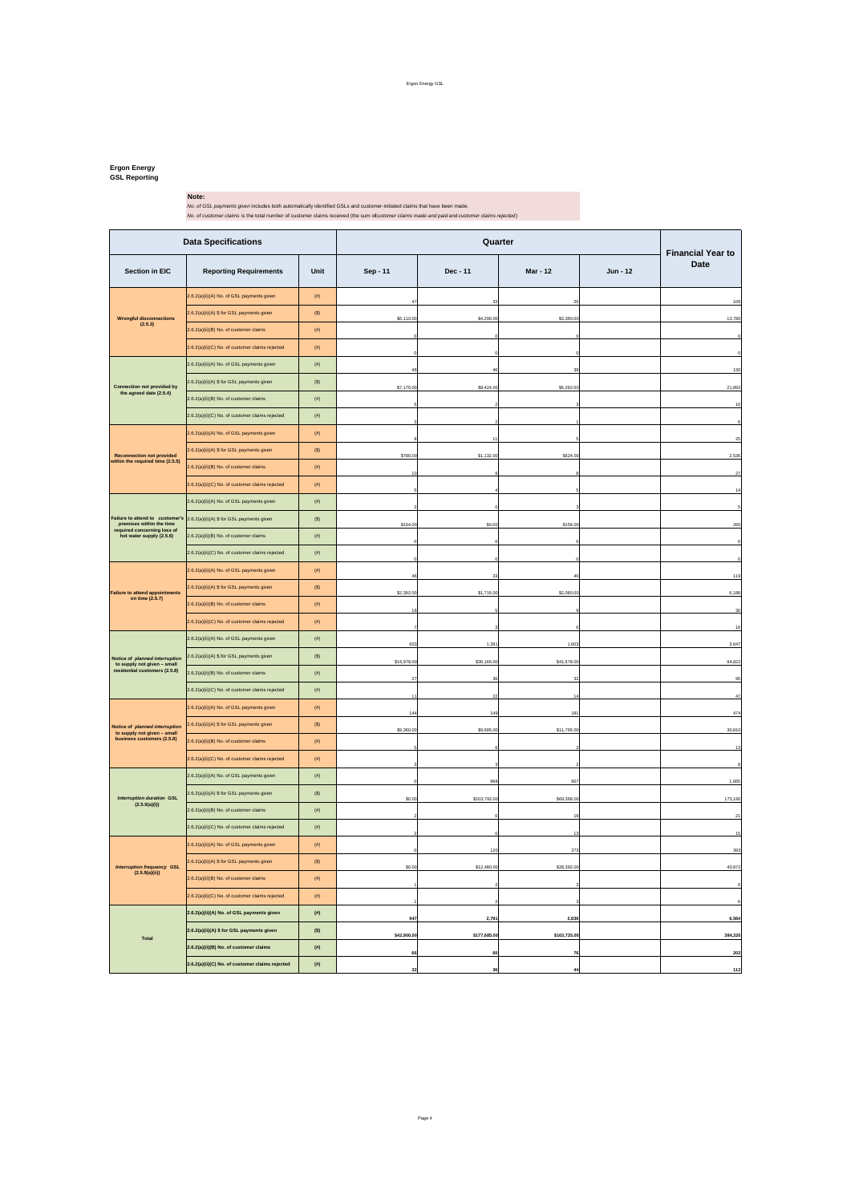**Ergon Energy**
**GSL Reporting**

**Note:**
*No. of GSL payments given* includes both automatically identified GSLs and customer-initiated claims that have been made.
*No. of customer claims* is the total number of customer claims received (the sum of *customer claims made and paid* and *customer claims rejected*)

| Data Specifications | | | Quarter | | | | Financial Year to Date |
|---|---|---|---|---|---|---|---|
| Section in EIC | Reporting Requirements | Unit | Sep - 11 | Dec - 11 | Mar - 12 | Jun - 12 | |
| Wrongful disconnections (2.5.3) | 2.6.2(a)(ii)(A) No. of GSL payments given | (#) | 47 | 33 | 26 | | 106 |
| | 2.6.2(a)(ii)(A) $ for GSL payments given | ($) | $6,110.00 | $4,290.00 | $3,380.00 | | 13,780 |
| | 2.6.2(a)(ii)(B) No. of customer claims | (#) | 0 | 0 | 0 | | 0 |
| | 2.6.2(a)(ii)(C) No. of customer claims rejected | (#) | 0 | 0 | 0 | | 0 |
| Connection not provided by the agreed date (2.5.4) | 2.6.2(a)(ii)(A) No. of GSL payments given | (#) | 46 | 46 | 38 | | 130 |
| | 2.6.2(a)(ii)(A) $ for GSL payments given | ($) | $7,176.00 | $8,424.00 | $6,292.00 | | 21,892 |
| | 2.6.2(a)(ii)(B) No. of customer claims | (#) | 5 | 2 | 3 | | 10 |
| | 2.6.2(a)(ii)(C) No. of customer claims rejected | (#) | 3 | 2 | 1 | | 6 |
| Reconnection not provided within the required time (2.5.5) | 2.6.2(a)(ii)(A) No. of GSL payments given | (#) | 9 | 11 | 5 | | 25 |
| | 2.6.2(a)(ii)(A) $ for GSL payments given | ($) | $780.00 | $1,132.00 | $624.00 | | 2,536 |
| | 2.6.2(a)(ii)(B) No. of customer claims | (#) | 10 | 9 | 8 | | 27 |
| | 2.6.2(a)(ii)(C) No. of customer claims rejected | (#) | 5 | 4 | 5 | | 14 |
| Failure to attend to *customer's premises* within the time required concerning loss of hot water supply (2.5.6) | 2.6.2(a)(ii)(A) No. of GSL payments given | (#) | 2 | 0 | 3 | | 5 |
| | 2.6.2(a)(ii)(A) $ for GSL payments given | ($) | $104.00 | $0.00 | $156.00 | | 260 |
| | 2.6.2(a)(ii)(B) No. of customer claims | (#) | 0 | 0 | 0 | | 0 |
| | 2.6.2(a)(ii)(C) No. of customer claims rejected | (#) | 0 | 0 | 0 | | 0 |
| Failure to attend appointments on time (2.5.7) | 2.6.2(a)(ii)(A) No. of GSL payments given | (#) | 46 | 33 | 40 | | 119 |
| | 2.6.2(a)(ii)(A) $ for GSL payments given | ($) | $2,392.00 | $1,716.00 | $2,080.00 | | 6,188 |
| | 2.6.2(a)(ii)(B) No. of customer claims | (#) | 16 | 5 | 9 | | 30 |
| | 2.6.2(a)(ii)(C) No. of customer claims rejected | (#) | 7 | 3 | 6 | | 16 |
| Notice of *planned interruption* to supply not given – small residential customers (2.5.8) | 2.6.2(a)(ii)(A) No. of GSL payments given | (#) | 653 | 1,391 | 1,603 | | 3,647 |
| | 2.6.2(a)(ii)(A) $ for GSL payments given | ($) | $16,978.00 | $36,166.00 | $41,678.00 | | 94,822 |
| | 2.6.2(a)(ii)(B) No. of customer claims | (#) | 27 | 36 | 32 | | 95 |
| | 2.6.2(a)(ii)(C) No. of customer claims rejected | (#) | 11 | 22 | 14 | | 47 |
| Notice of *planned interruption* to supply not given – small business customers (2.5.8) | 2.6.2(a)(ii)(A) No. of GSL payments given | (#) | 144 | 149 | 181 | | 474 |
| | 2.6.2(a)(ii)(A) $ for GSL payments given | ($) | $9,360.00 | $9,685.00 | $11,765.00 | | 30,810 |
| | 2.6.2(a)(ii)(B) No. of customer claims | (#) | 5 | 6 | 2 | | 13 |
| | 2.6.2(a)(ii)(C) No. of customer claims rejected | (#) | 3 | 3 | 2 | | 8 |
| *Interruption duration* GSL (2.5.9(a)(i)) | 2.6.2(a)(ii)(A) No. of GSL payments given | (#) | 0 | 998 | 667 | | 1,665 |
| | 2.6.2(a)(ii)(A) $ for GSL payments given | ($) | $0.00 | $103,792.00 | $69,368.00 | | 173,160 |
| | 2.6.2(a)(ii)(B) No. of customer claims | (#) | 2 | 0 | 19 | | 21 |
| | 2.6.2(a)(ii)(C) No. of customer claims rejected | (#) | 2 | 0 | 13 | | 15 |
| *Interruption frequency* GSL (2.5.9(a)(ii)) | 2.6.2(a)(ii)(A) No. of GSL payments given | (#) | 0 | 120 | 273 | | 393 |
| | 2.6.2(a)(ii)(A) $ for GSL payments given | ($) | $0.00 | $12,480.00 | $28,392.00 | | 40,872 |
| | 2.6.2(a)(ii)(B) No. of customer claims | (#) | 1 | 2 | 3 | | 6 |
| | 2.6.2(a)(ii)(C) No. of customer claims rejected | (#) | 1 | 2 | 3 | | 6 |
| Total | **2.6.2(a)(ii)(A) No. of GSL payments given** | **(#)** | **947** | **2,781** | **2,836** | | **6,564** |
| | **2.6.2(a)(ii)(A) $ for GSL payments given** | **($)** | **$42,900.00** | **$177,685.00** | **$163,735.00** | | **384,320** |
| | **2.6.2(a)(ii)(B) No. of customer claims** | **(#)** | **66** | **60** | **76** | | **202** |
| | **2.6.2(a)(ii)(C) No. of customer claims rejected** | **(#)** | **32** | **36** | **44** | | **112** |